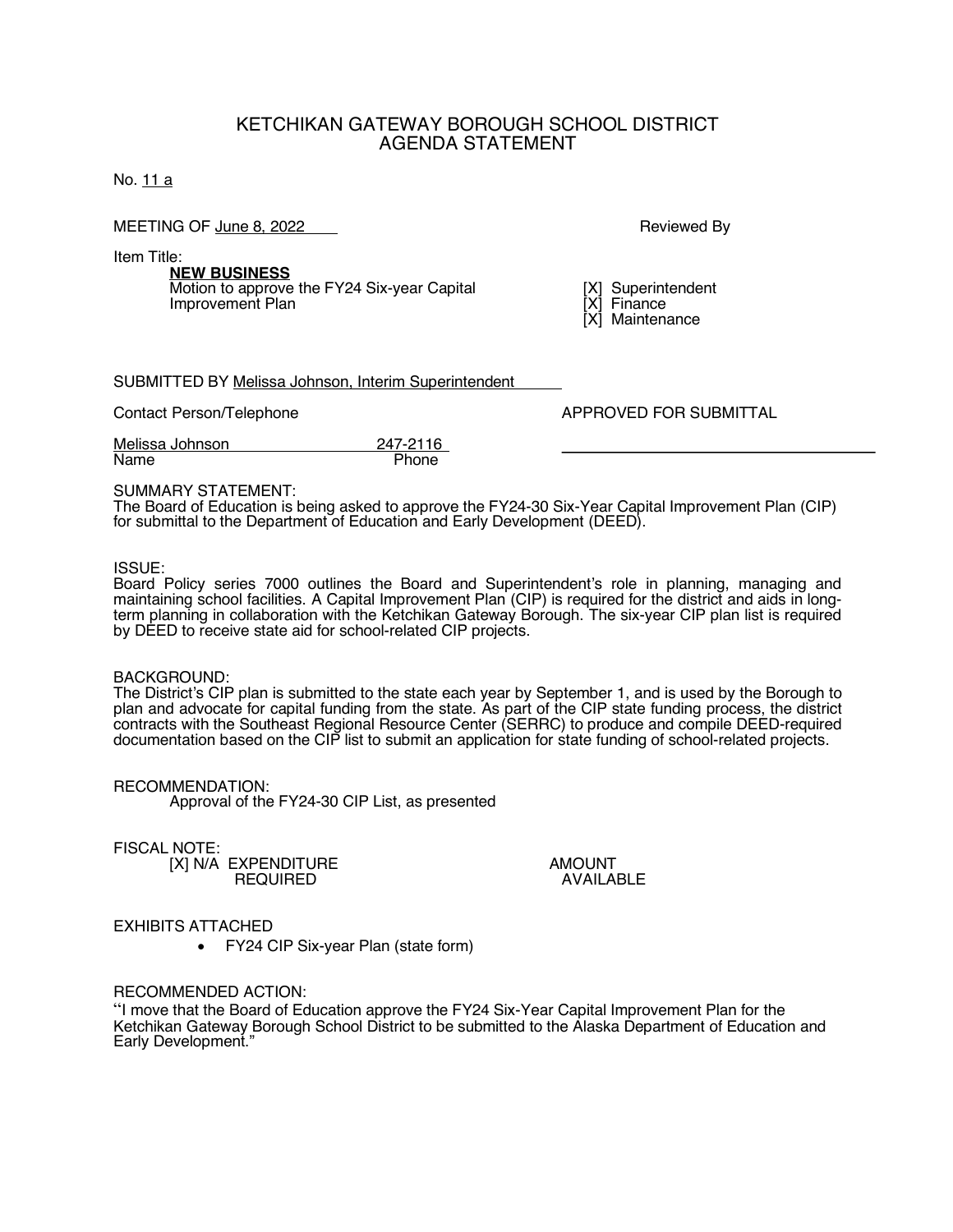# KETCHIKAN GATEWAY BOROUGH SCHOOL DISTRICT
## AGENDA STATEMENT

No. 11 a

MEETING OF June 8, 2022

Reviewed By

Item Title:

**NEW BUSINESS**
Motion to approve the FY24 Six-year Capital Improvement Plan

[X] Superintendent
[X] Finance
[X] Maintenance

SUBMITTED BY Melissa Johnson, Interim Superintendent

Contact Person/Telephone

APPROVED FOR SUBMITTAL

Melissa Johnson 247-2116
Name Phone

SUMMARY STATEMENT:
The Board of Education is being asked to approve the FY24-30 Six-Year Capital Improvement Plan (CIP) for submittal to the Department of Education and Early Development (DEED).

ISSUE:
Board Policy series 7000 outlines the Board and Superintendent's role in planning, managing and maintaining school facilities. A Capital Improvement Plan (CIP) is required for the district and aids in long-term planning in collaboration with the Ketchikan Gateway Borough. The six-year CIP plan list is required by DEED to receive state aid for school-related CIP projects.

BACKGROUND:
The District's CIP plan is submitted to the state each year by September 1, and is used by the Borough to plan and advocate for capital funding from the state. As part of the CIP state funding process, the district contracts with the Southeast Regional Resource Center (SERRC) to produce and compile DEED-required documentation based on the CIP list to submit an application for state funding of school-related projects.

RECOMMENDATION:
Approval of the FY24-30 CIP List, as presented

FISCAL NOTE:
[X] N/A EXPENDITURE REQUIRED
AMOUNT AVAILABLE

EXHIBITS ATTACHED

- FY24 CIP Six-year Plan (state form)

RECOMMENDED ACTION:
"I move that the Board of Education approve the FY24 Six-Year Capital Improvement Plan for the Ketchikan Gateway Borough School District to be submitted to the Alaska Department of Education and Early Development."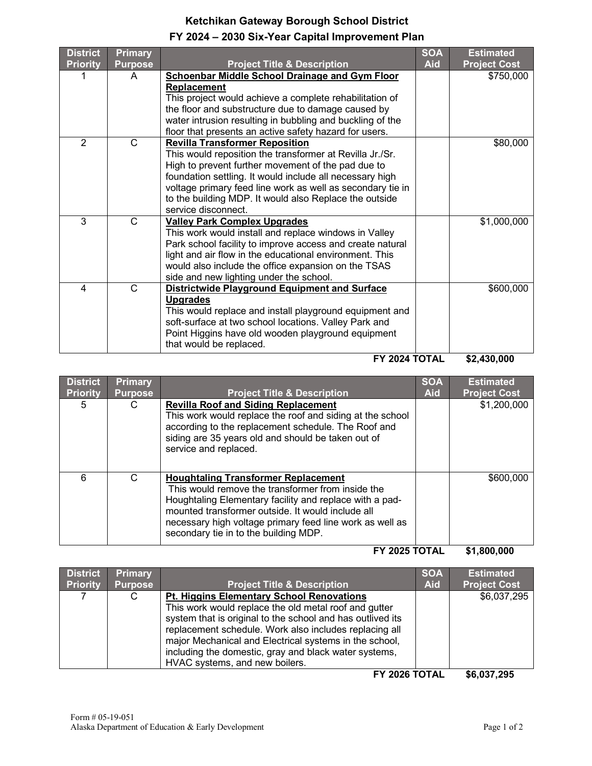# Ketchikan Gateway Borough School District

## FY 2024 – 2030 Six-Year Capital Improvement Plan

| District Priority | Primary Purpose | Project Title & Description | SOA Aid | Estimated Project Cost |
|---|---|---|---|---|
| 1 | A | **Schoenbar Middle School Drainage and Gym Floor Replacement**<br>This project would achieve a complete rehabilitation of the floor and substructure due to damage caused by water intrusion resulting in bubbling and buckling of the floor that presents an active safety hazard for users. | | $750,000 |
| 2 | C | **Revilla Transformer Reposition**<br>This would reposition the transformer at Revilla Jr./Sr. High to prevent further movement of the pad due to foundation settling. It would include all necessary high voltage primary feed line work as well as secondary tie in to the building MDP. It would also Replace the outside service disconnect. | | $80,000 |
| 3 | C | **Valley Park Complex Upgrades**<br>This work would install and replace windows in Valley Park school facility to improve access and create natural light and air flow in the educational environment. This would also include the office expansion on the TSAS side and new lighting under the school. | | $1,000,000 |
| 4 | C | **Districtwide Playground Equipment and Surface Upgrades**<br>This would replace and install playground equipment and soft-surface at two school locations. Valley Park and Point Higgins have old wooden playground equipment that would be replaced. | | $600,000 |
| | | | **FY 2024 TOTAL** | **$2,430,000** |

| District Priority | Primary Purpose | Project Title & Description | SOA Aid | Estimated Project Cost |
|---|---|---|---|---|
| 5 | C | **Revilla Roof and Siding Replacement**<br>This work would replace the roof and siding at the school according to the replacement schedule. The Roof and siding are 35 years old and should be taken out of service and replaced. | | $1,200,000 |
| 6 | C | **Houghtaling Transformer Replacement**<br>This would remove the transformer from inside the Houghtaling Elementary facility and replace with a pad-mounted transformer outside. It would include all necessary high voltage primary feed line work as well as secondary tie in to the building MDP. | | $600,000 |
| | | | **FY 2025 TOTAL** | **$1,800,000** |

| District Priority | Primary Purpose | Project Title & Description | SOA Aid | Estimated Project Cost |
|---|---|---|---|---|
| 7 | C | **Pt. Higgins Elementary School Renovations**<br>This work would replace the old metal roof and gutter system that is original to the school and has outlived its replacement schedule. Work also includes replacing all major Mechanical and Electrical systems in the school, including the domestic, gray and black water systems, HVAC systems, and new boilers. | | $6,037,295 |
| | | | **FY 2026 TOTAL** | **$6,037,295** |

Form # 05-19-051
Alaska Department of Education & Early Development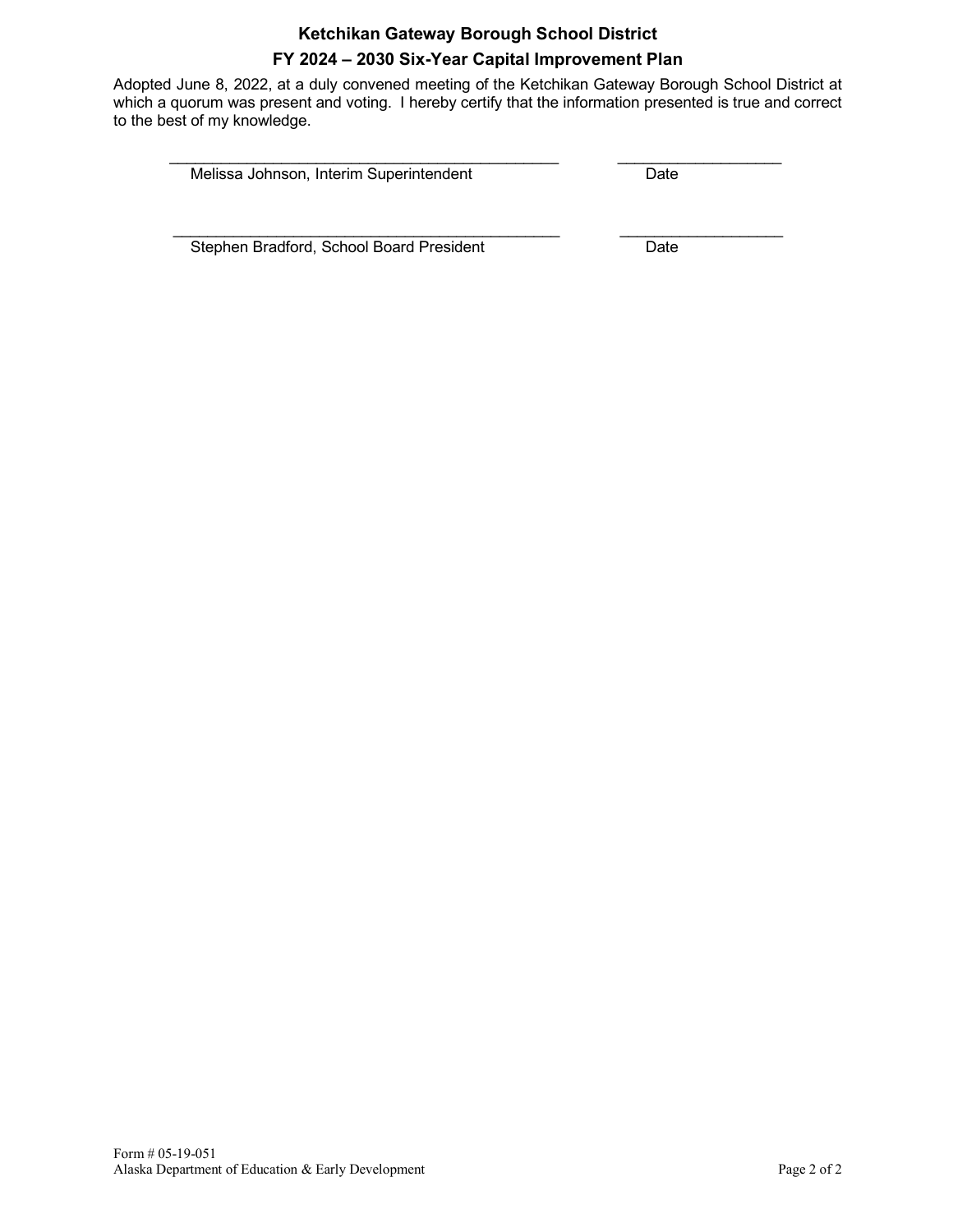**Ketchikan Gateway Borough School District**

**FY 2024 – 2030 Six-Year Capital Improvement Plan**

Adopted June 8, 2022, at a duly convened meeting of the Ketchikan Gateway Borough School District at which a quorum was present and voting. I hereby certify that the information presented is true and correct to the best of my knowledge.

_______________________________________________ ____________________

Melissa Johnson, Interim Superintendent Date

_______________________________________________ ____________________

Stephen Bradford, School Board President Date

Form # 05-19-051
Alaska Department of Education & Early Development